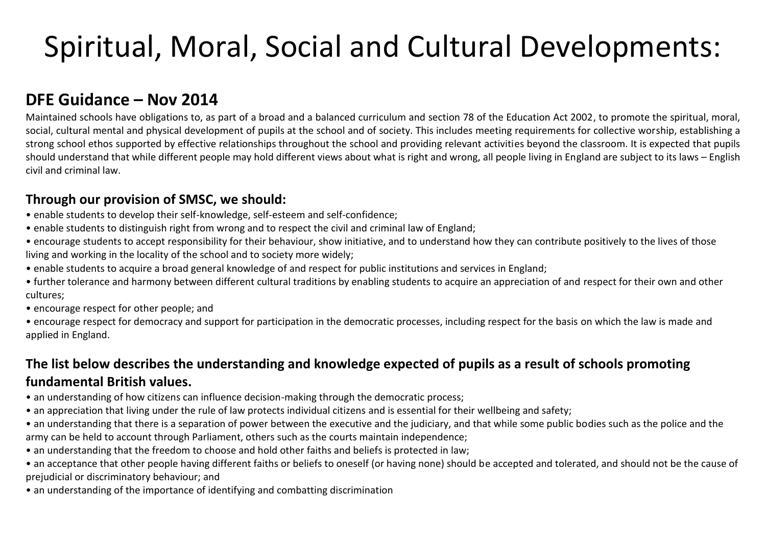# Spiritual, Moral, Social and Cultural Developments:

## DFE Guidance – Nov 2014

Maintained schools have obligations to, as part of a broad and a balanced curriculum and section 78 of the Education Act 2002, to promote the spiritual, moral, social, cultural mental and physical development of pupils at the school and of society. This includes meeting requirements for collective worship, establishing a strong school ethos supported by effective relationships throughout the school and providing relevant activities beyond the classroom. It is expected that pupils should understand that while different people may hold different views about what is right and wrong, all people living in England are subject to its laws – English civil and criminal law.

### Through our provision of SMSC, we should:

- enable students to develop their self-knowledge, self-esteem and self-confidence;
- enable students to distinguish right from wrong and to respect the civil and criminal law of England;
- encourage students to accept responsibility for their behaviour, show initiative, and to understand how they can contribute positively to the lives of those living and working in the locality of the school and to society more widely;
- enable students to acquire a broad general knowledge of and respect for public institutions and services in England;
- further tolerance and harmony between different cultural traditions by enabling students to acquire an appreciation of and respect for their own and other cultures;
- encourage respect for other people; and
- encourage respect for democracy and support for participation in the democratic processes, including respect for the basis on which the law is made and applied in England.

### The list below describes the understanding and knowledge expected of pupils as a result of schools promoting fundamental British values.

- an understanding of how citizens can influence decision-making through the democratic process;
- an appreciation that living under the rule of law protects individual citizens and is essential for their wellbeing and safety;
- an understanding that there is a separation of power between the executive and the judiciary, and that while some public bodies such as the police and the army can be held to account through Parliament, others such as the courts maintain independence;
- an understanding that the freedom to choose and hold other faiths and beliefs is protected in law;
- an acceptance that other people having different faiths or beliefs to oneself (or having none) should be accepted and tolerated, and should not be the cause of prejudicial or discriminatory behaviour; and
- an understanding of the importance of identifying and combatting discrimination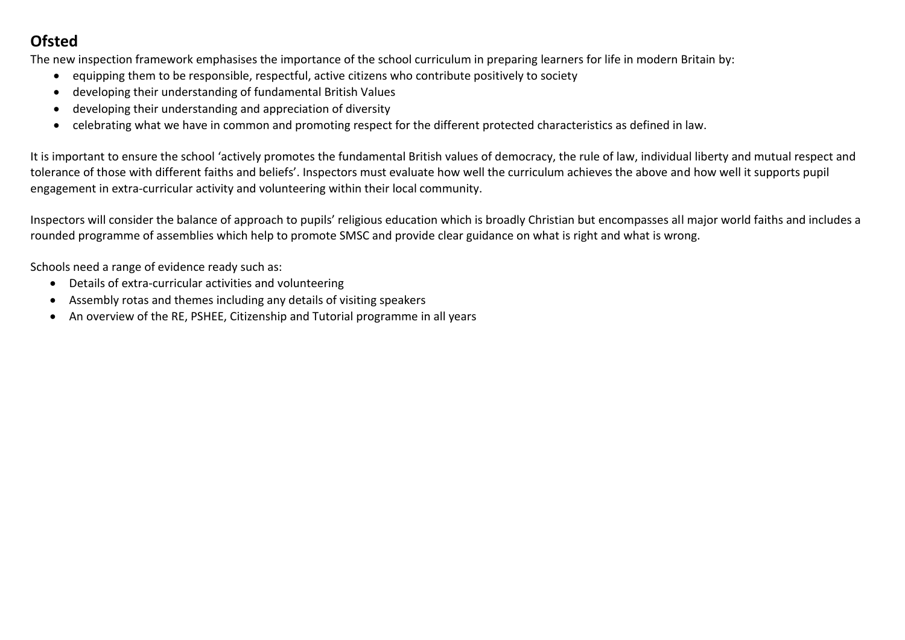## Ofsted

The new inspection framework emphasises the importance of the school curriculum in preparing learners for life in modern Britain by:

- equipping them to be responsible, respectful, active citizens who contribute positively to society
- developing their understanding of fundamental British Values
- developing their understanding and appreciation of diversity
- celebrating what we have in common and promoting respect for the different protected characteristics as defined in law.

It is important to ensure the school 'actively promotes the fundamental British values of democracy, the rule of law, individual liberty and mutual respect and tolerance of those with different faiths and beliefs'. Inspectors must evaluate how well the curriculum achieves the above and how well it supports pupil engagement in extra-curricular activity and volunteering within their local community.

Inspectors will consider the balance of approach to pupils' religious education which is broadly Christian but encompasses all major world faiths and includes a rounded programme of assemblies which help to promote SMSC and provide clear guidance on what is right and what is wrong.

Schools need a range of evidence ready such as:

- Details of extra-curricular activities and volunteering
- Assembly rotas and themes including any details of visiting speakers
- An overview of the RE, PSHEE, Citizenship and Tutorial programme in all years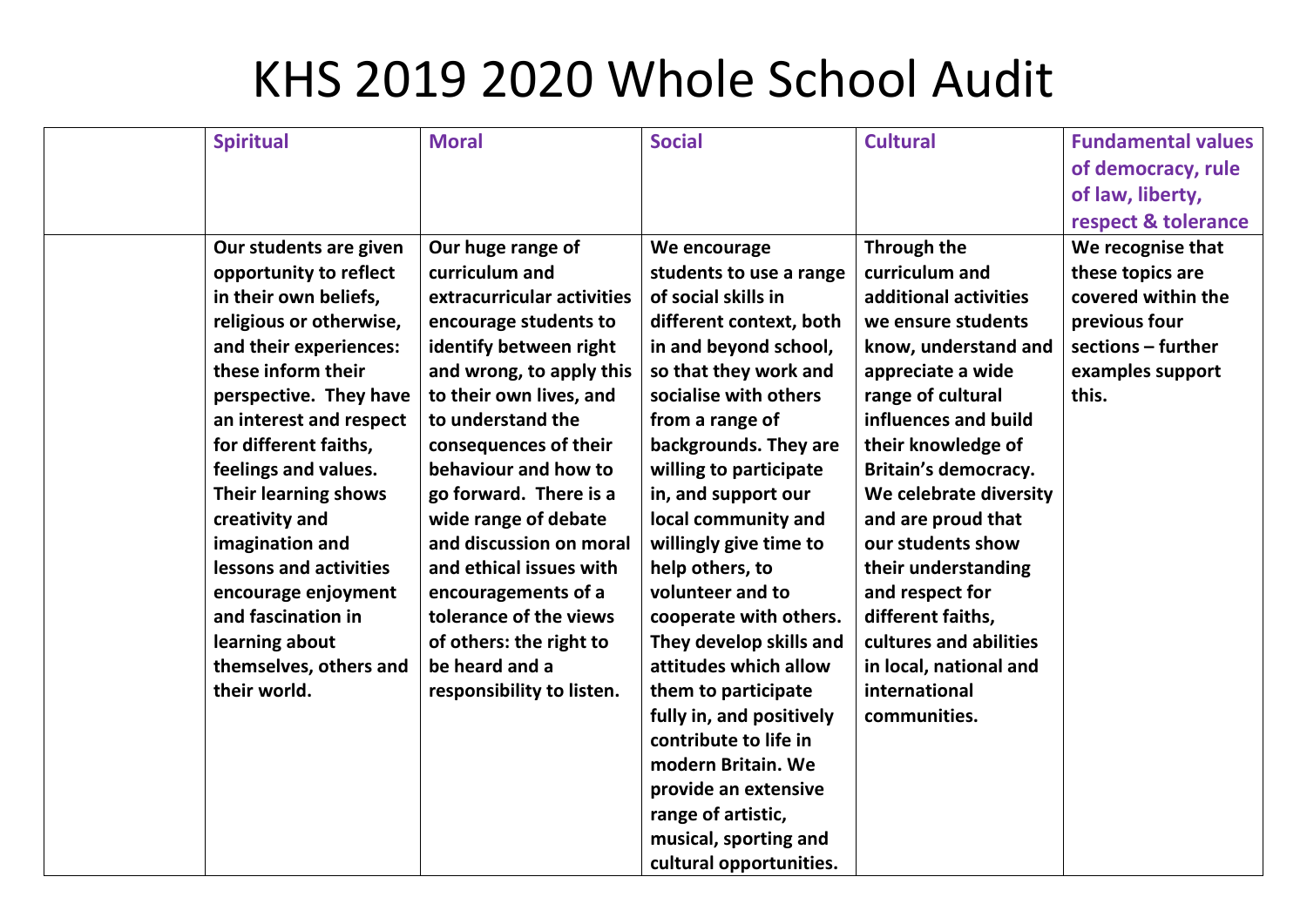# KHS 2019 2020 Whole School Audit

| | Spiritual | Moral | Social | Cultural | Fundamental values of democracy, rule of law, liberty, respect & tolerance |
|---|---|---|---|---|---|
| | **Our students are given opportunity to reflect in their own beliefs, religious or otherwise, and their experiences: these inform their perspective. They have an interest and respect for different faiths, feelings and values. Their learning shows creativity and imagination and lessons and activities encourage enjoyment and fascination in learning about themselves, others and their world.** | **Our huge range of curriculum and extracurricular activities encourage students to identify between right and wrong, to apply this to their own lives, and to understand the consequences of their behaviour and how to go forward. There is a wide range of debate and discussion on moral and ethical issues with encouragements of a tolerance of the views of others: the right to be heard and a responsibility to listen.** | **We encourage students to use a range of social skills in different context, both in and beyond school, so that they work and socialise with others from a range of backgrounds. They are willing to participate in, and support our local community and willingly give time to help others, to volunteer and to cooperate with others. They develop skills and attitudes which allow them to participate fully in, and positively contribute to life in modern Britain. We provide an extensive range of artistic, musical, sporting and cultural opportunities.** | **Through the curriculum and additional activities we ensure students know, understand and appreciate a wide range of cultural influences and build their knowledge of Britain's democracy. We celebrate diversity and are proud that our students show their understanding and respect for different faiths, cultures and abilities in local, national and international communities.** | **We recognise that these topics are covered within the previous four sections – further examples support this.** |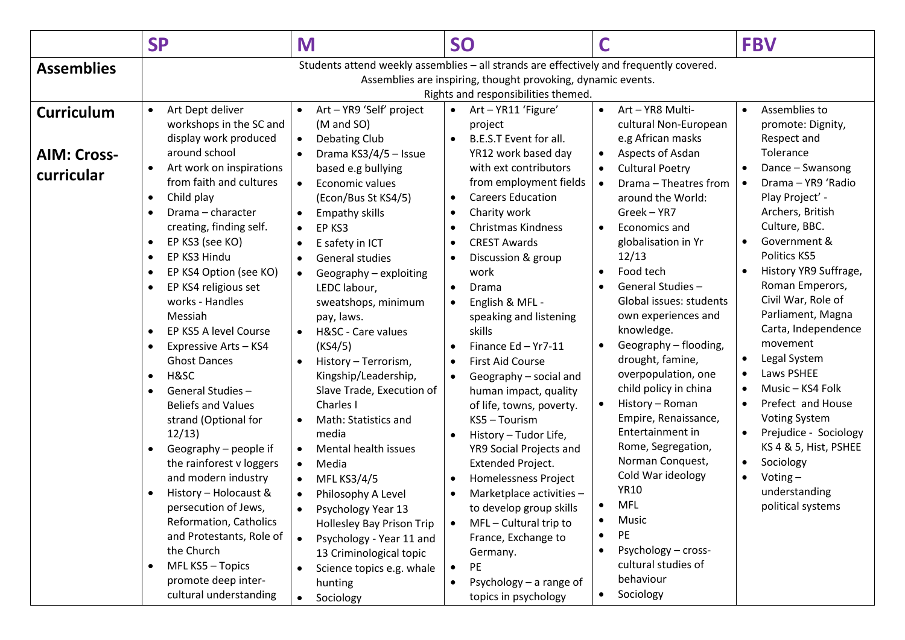| | SP | M | SO | C | FBV |
|---|---|---|---|---|---|
| **Assemblies** | Students attend weekly assemblies – all strands are effectively and frequently covered. Assemblies are inspiring, thought provoking, dynamic events. Rights and responsibilities themed. | | | | |
| **Curriculum**<br><br>**AIM: Cross-curricular** | • Art Dept deliver workshops in the SC and display work produced around school<br>• Art work on inspirations from faith and cultures<br>• Child play<br>• Drama – character creating, finding self.<br>• EP KS3 (see KO)<br>• EP KS3 Hindu<br>• EP KS4 Option (see KO)<br>• EP KS4 religious set works - Handles Messiah<br>• EP KS5 A level Course<br>• Expressive Arts – KS4 Ghost Dances<br>• H&SC<br>• General Studies – Beliefs and Values strand (Optional for 12/13)<br>• Geography – people if the rainforest v loggers and modern industry<br>• History – Holocaust & persecution of Jews, Reformation, Catholics and Protestants, Role of the Church<br>• MFL KS5 – Topics promote deep inter-cultural understanding | • Art – YR9 'Self' project (M and SO)<br>• Debating Club<br>• Drama KS3/4/5 – Issue based e.g bullying<br>• Economic values (Econ/Bus St KS4/5)<br>• Empathy skills<br>• EP KS3<br>• E safety in ICT<br>• General studies<br>• Geography – exploiting LEDC labour, sweatshops, minimum pay, laws.<br>• H&SC - Care values (KS4/5)<br>• History – Terrorism, Kingship/Leadership, Slave Trade, Execution of Charles I<br>• Math: Statistics and media<br>• Mental health issues<br>• Media<br>• MFL KS3/4/5<br>• Philosophy A Level<br>• Psychology Year 13 Hollesley Bay Prison Trip<br>• Psychology - Year 11 and 13 Criminological topic<br>• Science topics e.g. whale hunting<br>• Sociology | • Art – YR11 'Figure' project<br>• B.E.S.T Event for all. YR12 work based day with ext contributors from employment fields<br>• Careers Education<br>• Charity work<br>• Christmas Kindness<br>• CREST Awards<br>• Discussion & group work<br>• Drama<br>• English & MFL - speaking and listening skills<br>• Finance Ed – Yr7-11<br>• First Aid Course<br>• Geography – social and human impact, quality of life, towns, poverty. KS5 – Tourism<br>• History – Tudor Life, YR9 Social Projects and Extended Project.<br>• Homelessness Project<br>• Marketplace activities – to develop group skills<br>• MFL – Cultural trip to France, Exchange to Germany.<br>• PE<br>• Psychology – a range of topics in psychology | • Art – YR8 Multi-cultural Non-European e.g African masks<br>• Aspects of Asdan<br>• Cultural Poetry<br>• Drama – Theatres from around the World: Greek – YR7<br>• Economics and globalisation in Yr 12/13<br>• Food tech<br>• General Studies – Global issues: students own experiences and knowledge.<br>• Geography – flooding, drought, famine, overpopulation, one child policy in china<br>• History – Roman Empire, Renaissance, Entertainment in Rome, Segregation, Norman Conquest, Cold War ideology YR10<br>• MFL<br>• Music<br>• PE<br>• Psychology – cross-cultural studies of behaviour<br>• Sociology | • Assemblies to promote: Dignity, Respect and Tolerance<br>• Dance – Swansong<br>• Drama – YR9 'Radio Play Project' - Archers, British Culture, BBC.<br>• Government & Politics KS5<br>• History YR9 Suffrage, Roman Emperors, Civil War, Role of Parliament, Magna Carta, Independence movement<br>• Legal System<br>• Laws PSHEE<br>• Music – KS4 Folk<br>• Prefect and House Voting System<br>• Prejudice - Sociology KS 4 & 5, Hist, PSHEE<br>• Sociology<br>• Voting – understanding political systems |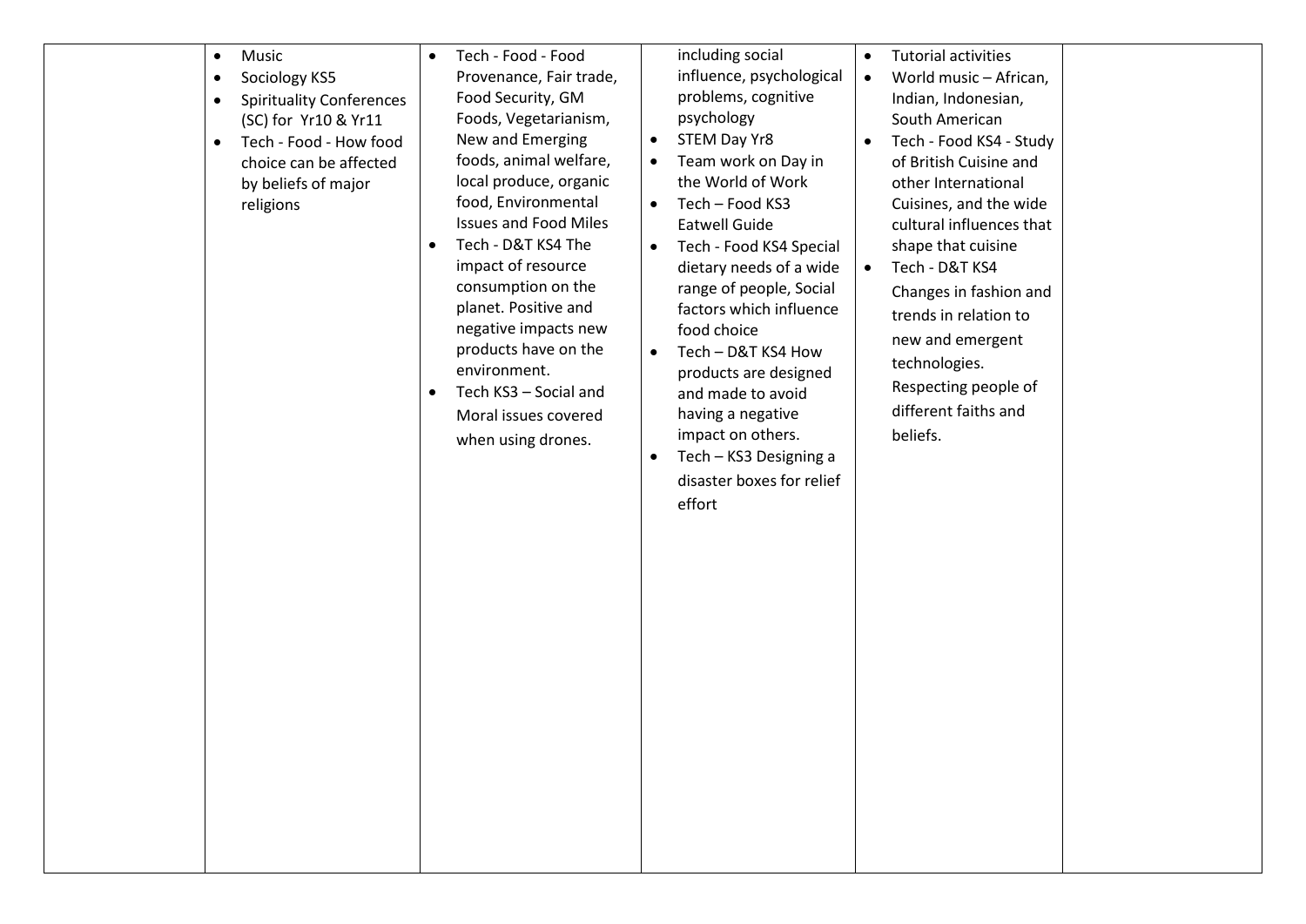| | | | | | |
|---|---|---|---|---|---|
| | <ul><li>Music</li><li>Sociology KS5</li><li>Spirituality Conferences (SC) for Yr10 & Yr11</li><li>Tech - Food - How food choice can be affected by beliefs of major religions</li></ul> | <ul><li>Tech - Food - Food Provenance, Fair trade, Food Security, GM Foods, Vegetarianism, New and Emerging foods, animal welfare, local produce, organic food, Environmental Issues and Food Miles</li><li>Tech - D&T KS4 The impact of resource consumption on the planet. Positive and negative impacts new products have on the environment.</li><li>Tech KS3 – Social and Moral issues covered when using drones.</li></ul> | including social influence, psychological problems, cognitive psychology<ul><li>STEM Day Yr8</li><li>Team work on Day in the World of Work</li><li>Tech – Food KS3 Eatwell Guide</li><li>Tech - Food KS4 Special dietary needs of a wide range of people, Social factors which influence food choice</li><li>Tech – D&T KS4 How products are designed and made to avoid having a negative impact on others.</li><li>Tech – KS3 Designing a disaster boxes for relief effort</li></ul> | <ul><li>Tutorial activities</li><li>World music – African, Indian, Indonesian, South American</li><li>Tech - Food KS4 - Study of British Cuisine and other International Cuisines, and the wide cultural influences that shape that cuisine</li><li>Tech - D&T KS4 Changes in fashion and trends in relation to new and emergent technologies. Respecting people of different faiths and beliefs.</li></ul> | |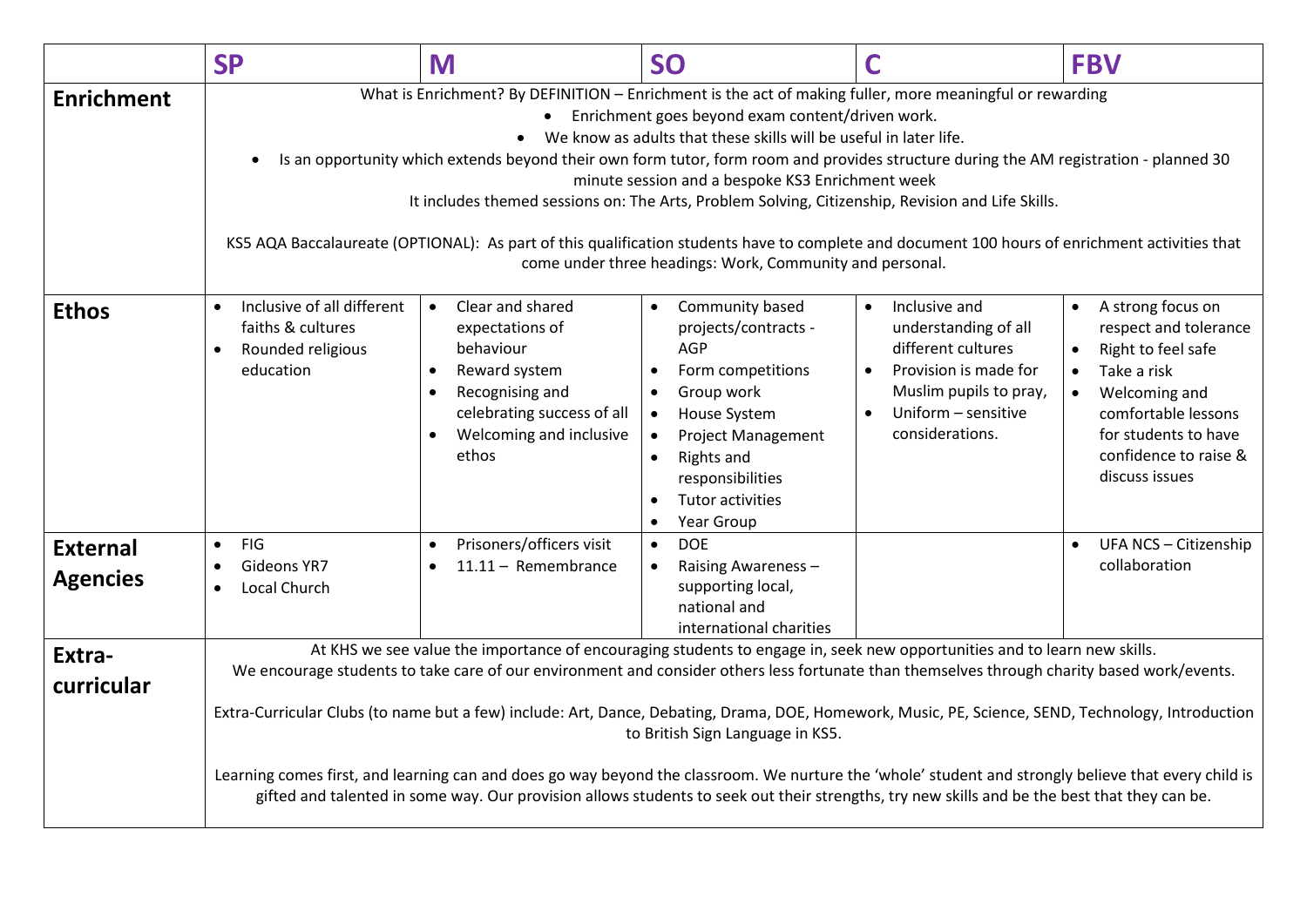| | SP | M | SO | C | FBV |
|---|---|---|---|---|---|
| **Enrichment** | What is Enrichment? By DEFINITION – Enrichment is the act of making fuller, more meaningful or rewarding<br>• Enrichment goes beyond exam content/driven work.<br>• We know as adults that these skills will be useful in later life.<br>• Is an opportunity which extends beyond their own form tutor, form room and provides structure during the AM registration - planned 30 minute session and a bespoke KS3 Enrichment week<br>It includes themed sessions on: The Arts, Problem Solving, Citizenship, Revision and Life Skills.<br><br>KS5 AQA Baccalaureate (OPTIONAL): As part of this qualification students have to complete and document 100 hours of enrichment activities that come under three headings: Work, Community and personal. | | | | |
| **Ethos** | • Inclusive of all different faiths & cultures<br>• Rounded religious education | • Clear and shared expectations of behaviour<br>• Reward system<br>• Recognising and celebrating success of all<br>• Welcoming and inclusive ethos | • Community based projects/contracts - AGP<br>• Form competitions<br>• Group work<br>• House System<br>• Project Management<br>• Rights and responsibilities<br>• Tutor activities<br>• Year Group | • Inclusive and understanding of all different cultures<br>• Provision is made for Muslim pupils to pray,<br>• Uniform – sensitive considerations. | • A strong focus on respect and tolerance<br>• Right to feel safe<br>• Take a risk<br>• Welcoming and comfortable lessons for students to have confidence to raise & discuss issues |
| **External Agencies** | • FIG<br>• Gideons YR7<br>• Local Church | • Prisoners/officers visit<br>• 11.11 – Remembrance | • DOE<br>• Raising Awareness – supporting local, national and international charities | | • UFA NCS – Citizenship collaboration |
| **Extra-curricular** | At KHS we see value the importance of encouraging students to engage in, seek new opportunities and to learn new skills.<br>We encourage students to take care of our environment and consider others less fortunate than themselves through charity based work/events.<br><br>Extra-Curricular Clubs (to name but a few) include: Art, Dance, Debating, Drama, DOE, Homework, Music, PE, Science, SEND, Technology, Introduction to British Sign Language in KS5.<br><br>Learning comes first, and learning can and does go way beyond the classroom. We nurture the 'whole' student and strongly believe that every child is gifted and talented in some way. Our provision allows students to seek out their strengths, try new skills and be the best that they can be. | | | | |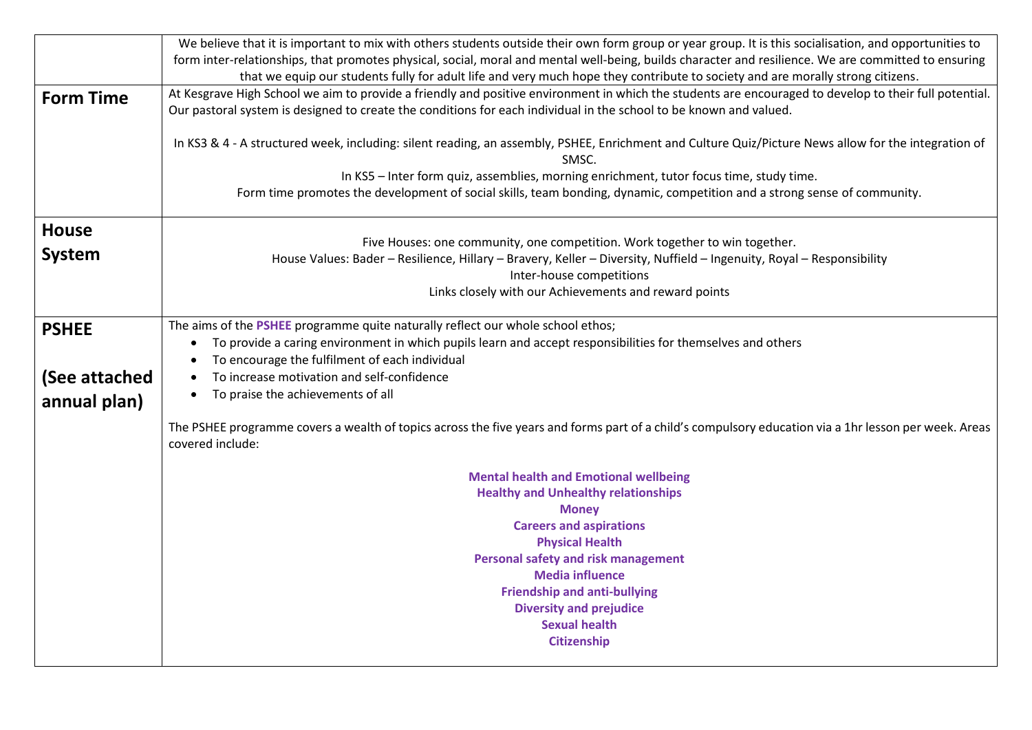| | |
|---|---|
| | We believe that it is important to mix with others students outside their own form group or year group. It is this socialisation, and opportunities to form inter-relationships, that promotes physical, social, moral and mental well-being, builds character and resilience. We are committed to ensuring that we equip our students fully for adult life and very much hope they contribute to society and are morally strong citizens. |
| **Form Time** | At Kesgrave High School we aim to provide a friendly and positive environment in which the students are encouraged to develop to their full potential. Our pastoral system is designed to create the conditions for each individual in the school to be known and valued.<br><br>In KS3 & 4 - A structured week, including: silent reading, an assembly, PSHEE, Enrichment and Culture Quiz/Picture News allow for the integration of SMSC.<br>In KS5 – Inter form quiz, assemblies, morning enrichment, tutor focus time, study time.<br>Form time promotes the development of social skills, team bonding, dynamic, competition and a strong sense of community. |
| **House System** | Five Houses: one community, one competition. Work together to win together.<br>House Values: Bader – Resilience, Hillary – Bravery, Keller – Diversity, Nuffield – Ingenuity, Royal – Responsibility<br>Inter-house competitions<br>Links closely with our Achievements and reward points |
| **PSHEE**<br><br>**(See attached annual plan)** | The aims of the **PSHEE** programme quite naturally reflect our whole school ethos;<br>• To provide a caring environment in which pupils learn and accept responsibilities for themselves and others<br>• To encourage the fulfilment of each individual<br>• To increase motivation and self-confidence<br>• To praise the achievements of all<br><br>The PSHEE programme covers a wealth of topics across the five years and forms part of a child's compulsory education via a 1hr lesson per week. Areas covered include:<br><br>**Mental health and Emotional wellbeing**<br>**Healthy and Unhealthy relationships**<br>**Money**<br>**Careers and aspirations**<br>**Physical Health**<br>**Personal safety and risk management**<br>**Media influence**<br>**Friendship and anti-bullying**<br>**Diversity and prejudice**<br>**Sexual health**<br>**Citizenship** |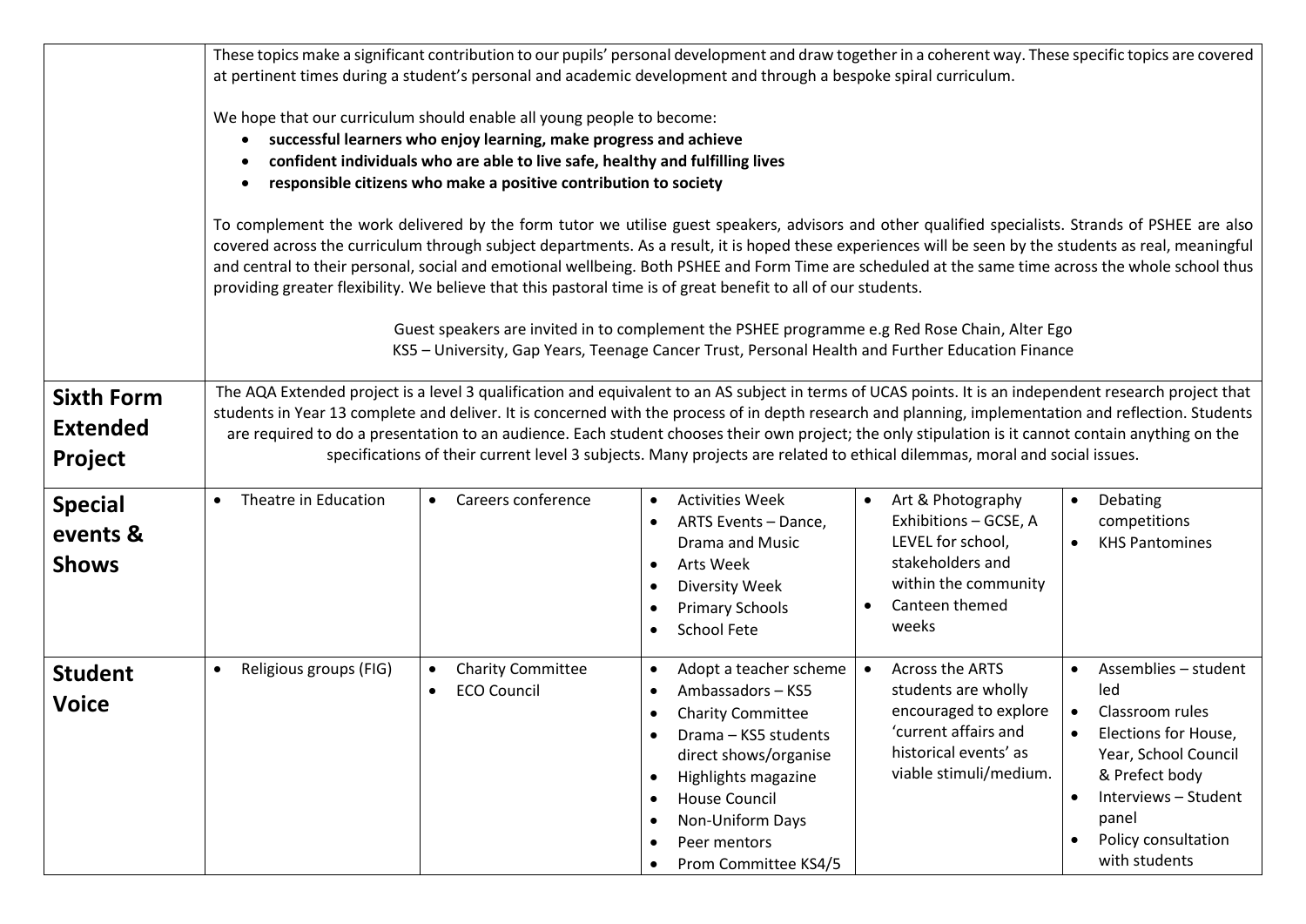| | | | | | |
|---|---|---|---|---|---|
| | These topics make a significant contribution to our pupils' personal development and draw together in a coherent way. These specific topics are covered at pertinent times during a student's personal and academic development and through a bespoke spiral curriculum.<br><br>We hope that our curriculum should enable all young people to become:<br>• **successful learners who enjoy learning, make progress and achieve**<br>• **confident individuals who are able to live safe, healthy and fulfilling lives**<br>• **responsible citizens who make a positive contribution to society**<br><br>To complement the work delivered by the form tutor we utilise guest speakers, advisors and other qualified specialists. Strands of PSHEE are also covered across the curriculum through subject departments. As a result, it is hoped these experiences will be seen by the students as real, meaningful and central to their personal, social and emotional wellbeing. Both PSHEE and Form Time are scheduled at the same time across the whole school thus providing greater flexibility. We believe that this pastoral time is of great benefit to all of our students.<br><br>Guest speakers are invited in to complement the PSHEE programme e.g Red Rose Chain, Alter Ego<br>KS5 – University, Gap Years, Teenage Cancer Trust, Personal Health and Further Education Finance | | | | |
| **Sixth Form Extended Project** | The AQA Extended project is a level 3 qualification and equivalent to an AS subject in terms of UCAS points. It is an independent research project that students in Year 13 complete and deliver. It is concerned with the process of in depth research and planning, implementation and reflection. Students are required to do a presentation to an audience. Each student chooses their own project; the only stipulation is it cannot contain anything on the specifications of their current level 3 subjects. Many projects are related to ethical dilemmas, moral and social issues. | | | | |
| **Special events & Shows** | • Theatre in Education | • Careers conference | • Activities Week<br>• ARTS Events – Dance, Drama and Music<br>• Arts Week<br>• Diversity Week<br>• Primary Schools<br>• School Fete | • Art & Photography Exhibitions – GCSE, A LEVEL for school, stakeholders and within the community<br>• Canteen themed weeks | • Debating competitions<br>• KHS Pantomines |
| **Student Voice** | • Religious groups (FIG) | • Charity Committee<br>• ECO Council | • Adopt a teacher scheme<br>• Ambassadors – KS5<br>• Charity Committee<br>• Drama – KS5 students direct shows/organise<br>• Highlights magazine<br>• House Council<br>• Non-Uniform Days<br>• Peer mentors<br>• Prom Committee KS4/5 | • Across the ARTS students are wholly encouraged to explore 'current affairs and historical events' as viable stimuli/medium. | • Assemblies – student led<br>• Classroom rules<br>• Elections for House, Year, School Council & Prefect body<br>• Interviews – Student panel<br>• Policy consultation with students |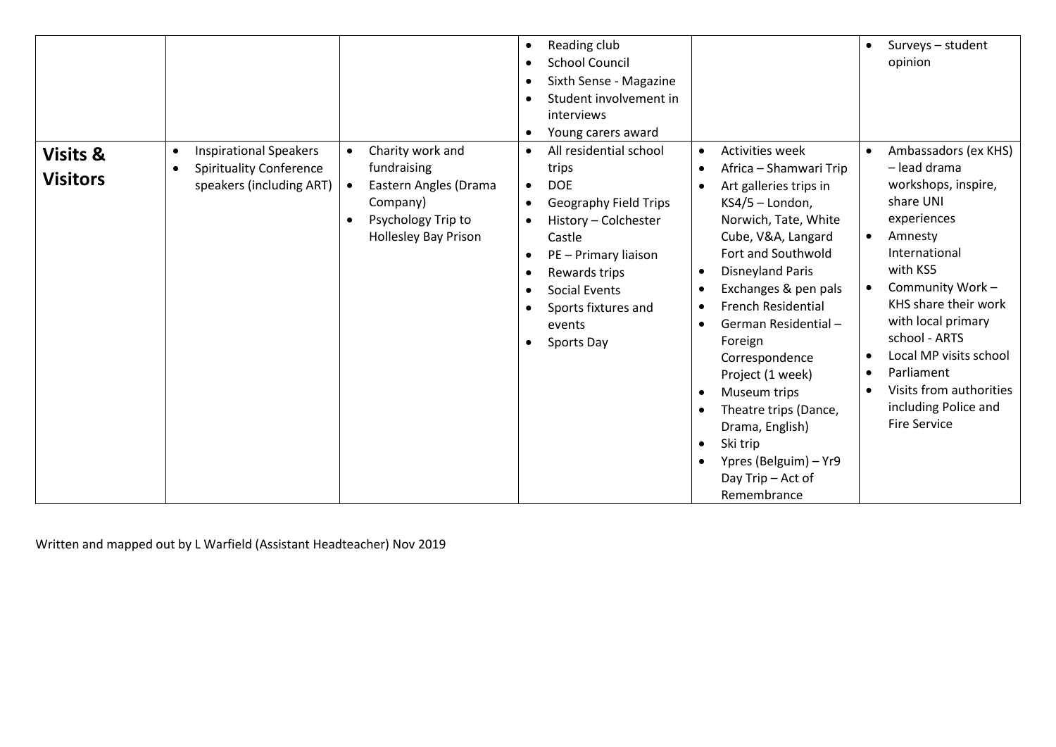| | | | | | |
|---|---|---|---|---|---|
| | | | • Reading club<br>• School Council<br>• Sixth Sense - Magazine<br>• Student involvement in interviews<br>• Young carers award | | • Surveys – student opinion |
| **Visits & Visitors** | • Inspirational Speakers<br>• Spirituality Conference speakers (including ART) | • Charity work and fundraising<br>• Eastern Angles (Drama Company)<br>• Psychology Trip to Hollesley Bay Prison | • All residential school trips<br>• DOE<br>• Geography Field Trips<br>• History – Colchester Castle<br>• PE – Primary liaison<br>• Rewards trips<br>• Social Events<br>• Sports fixtures and events<br>• Sports Day | • Activities week<br>• Africa – Shamwari Trip<br>• Art galleries trips in KS4/5 – London, Norwich, Tate, White Cube, V&A, Langard Fort and Southwold<br>• Disneyland Paris<br>• Exchanges & pen pals<br>• French Residential<br>• German Residential – Foreign Correspondence Project (1 week)<br>• Museum trips<br>• Theatre trips (Dance, Drama, English)<br>• Ski trip<br>• Ypres (Belguim) – Yr9 Day Trip – Act of Remembrance | • Ambassadors (ex KHS) – lead drama workshops, inspire, share UNI experiences<br>• Amnesty International with KS5<br>• Community Work – KHS share their work with local primary school - ARTS<br>• Local MP visits school<br>• Parliament<br>• Visits from authorities including Police and Fire Service |

Written and mapped out by L Warfield (Assistant Headteacher) Nov 2019